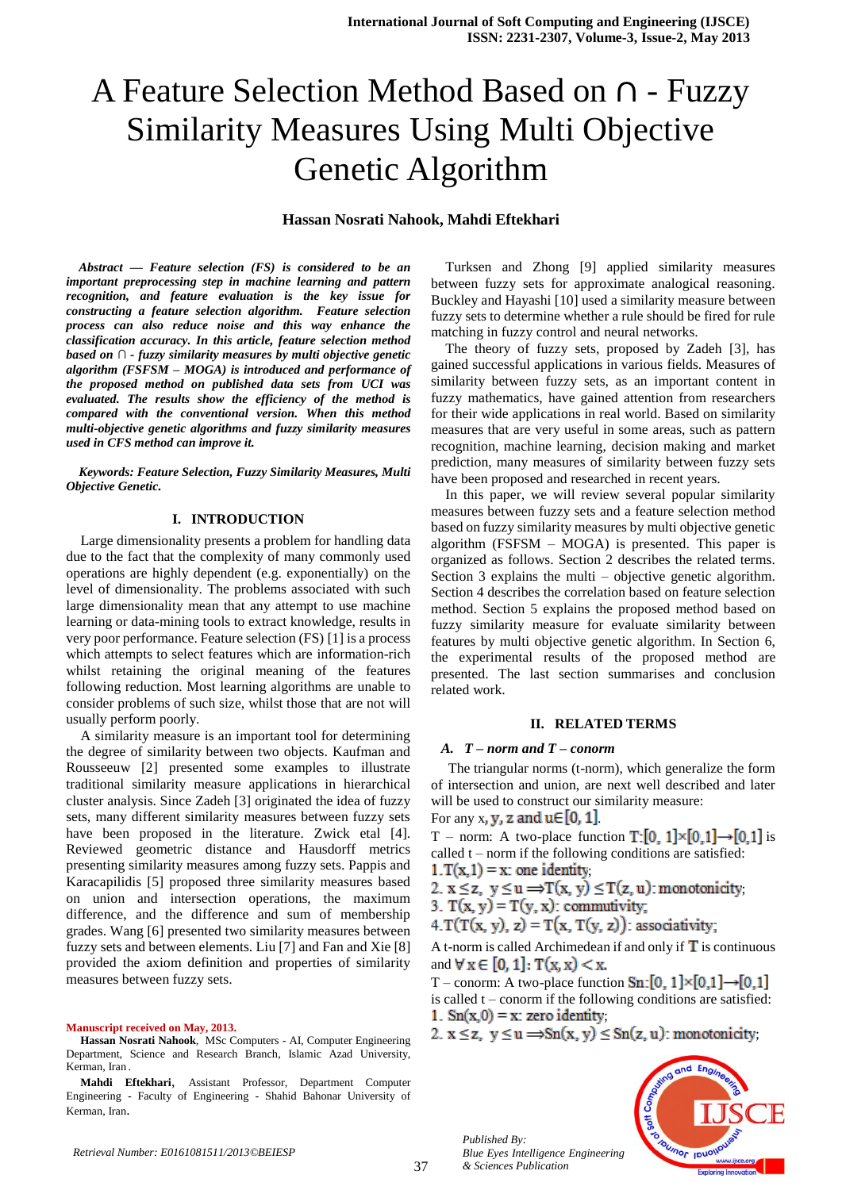# A Feature Selection Method Based on ∩ - Fuzzy Similarity Measures Using Multi Objective Genetic Algorithm

**Hassan Nosrati Nahook, Mahdi Eftekhari**

***Abstract — Feature selection (FS) is considered to be an important preprocessing step in machine learning and pattern recognition, and feature evaluation is the key issue for constructing a feature selection algorithm. Feature selection process can also reduce noise and this way enhance the classification accuracy. In this article, feature selection method based on ∩ - fuzzy similarity measures by multi objective genetic algorithm (FSFSM – MOGA) is introduced and performance of the proposed method on published data sets from UCI was evaluated. The results show the efficiency of the method is compared with the conventional version. When this method multi-objective genetic algorithms and fuzzy similarity measures used in CFS method can improve it.***

***Keywords: Feature Selection, Fuzzy Similarity Measures, Multi Objective Genetic.***

## I. INTRODUCTION

Large dimensionality presents a problem for handling data due to the fact that the complexity of many commonly used operations are highly dependent (e.g. exponentially) on the level of dimensionality. The problems associated with such large dimensionality mean that any attempt to use machine learning or data-mining tools to extract knowledge, results in very poor performance. Feature selection (FS) [1] is a process which attempts to select features which are information-rich whilst retaining the original meaning of the features following reduction. Most learning algorithms are unable to consider problems of such size, whilst those that are not will usually perform poorly.

A similarity measure is an important tool for determining the degree of similarity between two objects. Kaufman and Rousseeuw [2] presented some examples to illustrate traditional similarity measure applications in hierarchical cluster analysis. Since Zadeh [3] originated the idea of fuzzy sets, many different similarity measures between fuzzy sets have been proposed in the literature. Zwick etal [4]. Reviewed geometric distance and Hausdorff metrics presenting similarity measures among fuzzy sets. Pappis and Karacapilidis [5] proposed three similarity measures based on union and intersection operations, the maximum difference, and the difference and sum of membership grades. Wang [6] presented two similarity measures between fuzzy sets and between elements. Liu [7] and Fan and Xie [8] provided the axiom definition and properties of similarity measures between fuzzy sets.

Turksen and Zhong [9] applied similarity measures between fuzzy sets for approximate analogical reasoning. Buckley and Hayashi [10] used a similarity measure between fuzzy sets to determine whether a rule should be fired for rule matching in fuzzy control and neural networks.

The theory of fuzzy sets, proposed by Zadeh [3], has gained successful applications in various fields. Measures of similarity between fuzzy sets, as an important content in fuzzy mathematics, have gained attention from researchers for their wide applications in real world. Based on similarity measures that are very useful in some areas, such as pattern recognition, machine learning, decision making and market prediction, many measures of similarity between fuzzy sets have been proposed and researched in recent years.

In this paper, we will review several popular similarity measures between fuzzy sets and a feature selection method based on fuzzy similarity measures by multi objective genetic algorithm (FSFSM – MOGA) is presented. This paper is organized as follows. Section 2 describes the related terms. Section 3 explains the multi – objective genetic algorithm. Section 4 describes the correlation based on feature selection method. Section 5 explains the proposed method based on fuzzy similarity measure for evaluate similarity between features by multi objective genetic algorithm. In Section 6, the experimental results of the proposed method are presented. The last section summarises and conclusion related work.

## II. RELATED TERMS

### A. T – norm and T – conorm

The triangular norms (t-norm), which generalize the form of intersection and union, are next well described and later will be used to construct our similarity measure:

For any x, $y, z$ and $u \in [0, 1]$.

T – norm: A two-place function $T:[0, 1]\times[0,1]\rightarrow[0,1]$ is called t – norm if the following conditions are satisfied:

1. $T(x,1) = x$: one identity;
2. $x \leq z,\ y \leq u \Rightarrow T(x, y) \leq T(z, u)$: monotonicity;
3. $T(x, y) = T(y, x)$: commutivity;
4. $T(T(x, y), z) = T(x, T(y, z))$: associativity;

A t-norm is called Archimedean if and only if $T$ is continuous and $\forall x \in [0, 1]: T(x, x) < x$.

T – conorm: A two-place function $Sn:[0, 1]\times[0,1]\rightarrow[0,1]$ is called t – conorm if the following conditions are satisfied:

1. $Sn(x,0) = x$: zero identity;
2. $x \leq z,\ y \leq u \Rightarrow Sn(x, y) \leq Sn(z, u)$: monotonicity;

**Manuscript received on May, 2013.**

**Hassan Nosrati Nahook**, MSc Computers - AI, Computer Engineering Department, Science and Research Branch, Islamic Azad University, Kerman, Iran.

**Mahdi Eftekhari**, Assistant Professor, Department Computer Engineering - Faculty of Engineering - Shahid Bahonar University of Kerman, Iran.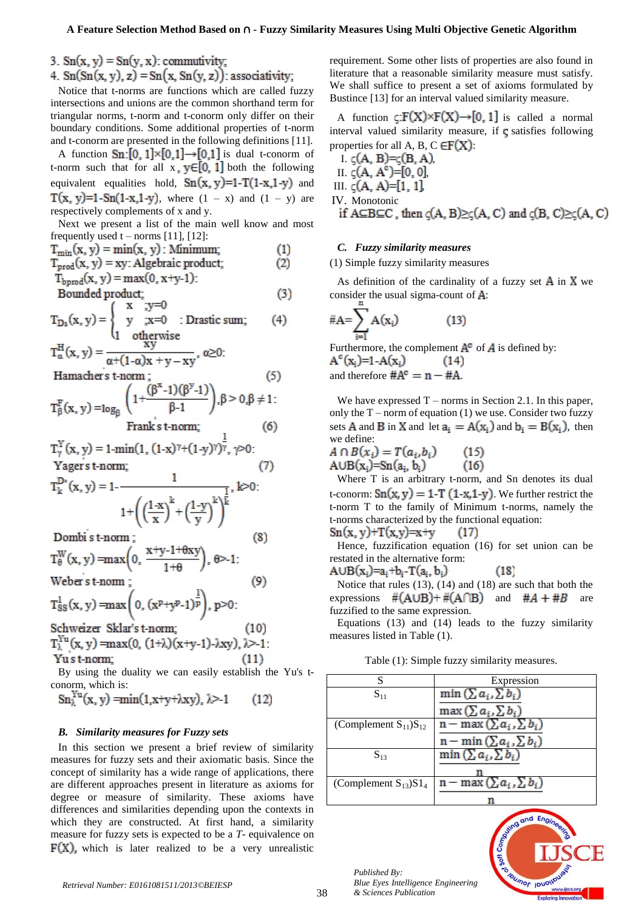3. $Sn(x, y) = Sn(y, x)$: commutivity;
4. $Sn(Sn(x, y), z) = Sn(x, Sn(y, z))$: associativity;

Notice that t-norms are functions which are called fuzzy intersections and unions are the common shorthand term for triangular norms, t-norm and t-conorm only differ on their boundary conditions. Some additional properties of t-norm and t-conorm are presented in the following definitions [11].

A function $Sn:[0, 1]\times[0,1]\rightarrow[0,1]$ is dual t-conorm of t-norm such that for all $x, y\in[0, 1]$ both the following equivalent equalities hold, $Sn(x, y)=1-T(1-x,1-y)$ and $T(x, y)=1-Sn(1-x,1-y)$, where $(1 - x)$ and $(1 - y)$ are respectively complements of x and y.

Next we present a list of the main well know and most frequently used t – norms [11], [12]:

$T_{min}(x, y) = \min(x, y)$: Minimum; (1)

$T_{prod}(x, y) = xy$: Algebraic product; (2)

$T_{bprod}(x, y) = \max(0, x+y-1)$: Bounded product; (3)

$$T_{Ds}(x, y) = \begin{cases} x & ;y=0 \\ y & ;x=0 \\ 1 & \text{otherwise} \end{cases} \quad \text{: Drastic sum;} \qquad (4)$$

$$T^H_\alpha(x, y) = \frac{xy}{\alpha+(1-\alpha)x + y - xy}, \ \alpha\geq 0:$$
Hamacher's t-norm; (5)

$$T^F_\beta(x, y) = \log_\beta\left(1+\frac{(\beta^x-1)(\beta^y-1)}{\beta-1}\right), \beta > 0, \beta \neq 1:$$
Frank's t-norm; (6)

$$T^Y_\gamma(x, y) = 1-\min(1, (1-x)^\gamma+(1-y)^\gamma)^{\frac{1}{\gamma}}, \ \gamma>0:$$
Yager's t-norm; (7)

$$T^{D_k}_k(x, y) = 1-\frac{1}{1+\left(\left(\frac{1-x}{x}\right)^k+\left(\frac{1-y}{y}\right)^k\right)^{\frac{1}{k}}}, \ k>0:$$
Dombi's t-norm; (8)

$$T^W_\theta(x, y) = \max\left(0, \frac{x+y-1+\theta xy}{1+\theta}\right), \ \theta>-1:$$
Weber's t-norm; (9)

$$T^1_{SS}(x, y) = \max\left(0, (x^p+y^p-1)^{\frac{1}{p}}\right), \ p>0:$$
Schweizer Sklar's t-norm; (10)

$$T^{Yu}_\lambda(x, y) = \max(0, (1+\lambda)(x+y-1)-\lambda xy), \ \lambda>-1:$$
Yu's t-norm; (11)

By using the duality we can easily establish the Yu's t-conorm, which is:

$$Sn^{Yu}_\lambda(x, y) = \min(1, x+y+\lambda xy), \ \lambda>-1 \qquad (12)$$

### B. *Similarity measures for Fuzzy sets*

In this section we present a brief review of similarity measures for fuzzy sets and their axiomatic basis. Since the concept of similarity has a wide range of applications, there are different approaches present in literature as axioms for degree or measure of similarity. These axioms have differences and similarities depending upon the contexts in which they are constructed. At first hand, a similarity measure for fuzzy sets is expected to be a *T*- equivalence on $F(X)$, which is later realized to be a very unrealistic requirement. Some other lists of properties are also found in literature that a reasonable similarity measure must satisfy. We shall suffice to present a set of axioms formulated by Bustince [13] for an interval valued similarity measure.

A function $\varsigma:F(X)\times F(X)\rightarrow[0, 1]$ is called a normal interval valued similarity measure, if $\varsigma$ satisfies following properties for all A, B, C $\in F(X)$:

I. $\varsigma(A, B)=\varsigma(B, A)$,
II. $\varsigma(A, A^c)=[0, 0]$,
III. $\varsigma(A, A)=[1, 1]$,
IV. Monotonic
if $A\subseteq B\subseteq C$, then $\varsigma(A, B)\geq\varsigma(A, C)$ and $\varsigma(B, C)\geq\varsigma(A, C)$

### C. *Fuzzy similarity measures*

(1) Simple fuzzy similarity measures

As definition of the cardinality of a fuzzy set $A$ in $X$ we consider the usual sigma-count of $A$:

$$\#A=\sum_{i=1}^{n} A(x_i) \qquad (13)$$

Furthermore, the complement $A^c$ of $A$ is defined by:

$A^c(x_i)=1-A(x_i)$ (14)

and therefore $\#A^c = n-\#A$.

We have expressed T – norms in Section 2.1. In this paper, only the T – norm of equation (1) we use. Consider two fuzzy sets $A$ and $B$ in $X$ and let $a_i = A(x_i)$ and $b_i = B(x_i)$, then we define:

$A\cap B(x_i) = T(a_i,b_i)$ (15)

$A\cup B(x_i)=Sn(a_i, b_i)$ (16)

Where T is an arbitrary t-norm, and Sn denotes its dual t-conorm: $Sn(x, y) = 1-T(1-x,1-y)$. We further restrict the t-norm T to the family of Minimum t-norms, namely the t-norms characterized by the functional equation:

$Sn(x, y)+T(x,y)=x+y$ (17)

Hence, fuzzification equation (16) for set union can be restated in the alternative form:

$A\cup B(x_i)=a_i+b_i-T(a_i, b_i)$ (18)

Notice that rules (13), (14) and (18) are such that both the expressions $\#(A\cup B)+\#(A\cap B)$ and $\#A+\#B$ are fuzzified to the same expression.

Equations (13) and (14) leads to the fuzzy similarity measures listed in Table (1).

Table (1): Simple fuzzy similarity measures.

| S | Expression |
|---|---|
| $S_{11}$ | $\dfrac{\min(\sum a_i,\sum b_i)}{\max(\sum a_i,\sum b_i)}$ |
| (Complement $S_{11}$)$S_{12}$ | $\dfrac{n-\max(\sum a_i,\sum b_i)}{n-\min(\sum a_i,\sum b_i)}$ |
| $S_{13}$ | $\dfrac{\min(\sum a_i,\sum b_i)}{n}$ |
| (Complement $S_{13}$)$S1_4$ | $\dfrac{n-\max(\sum a_i,\sum b_i)}{n}$ |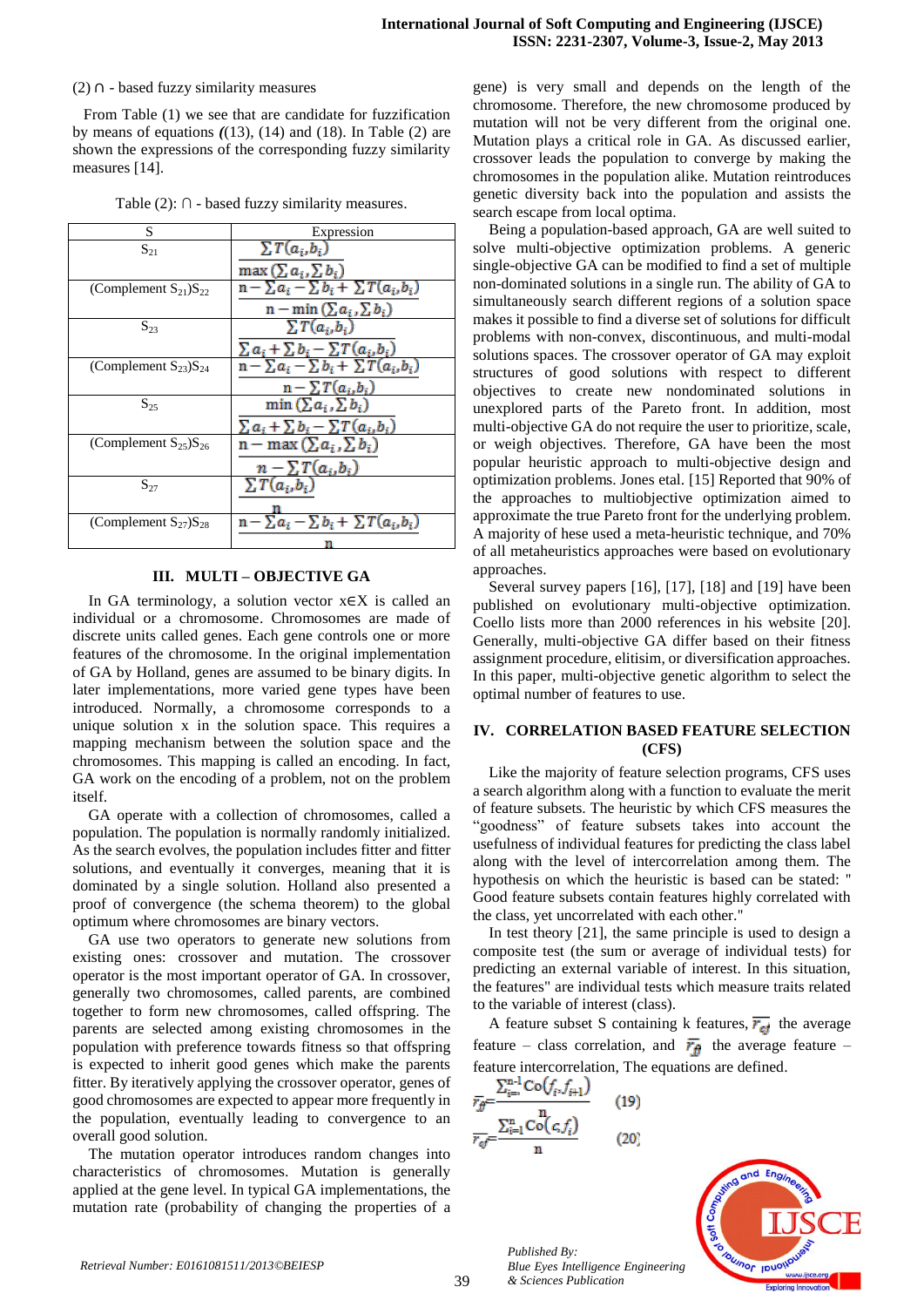(2) ∩ - based fuzzy similarity measures

From Table (1) we see that are candidate for fuzzification by means of equations ((13), (14) and (18). In Table (2) are shown the expressions of the corresponding fuzzy similarity measures [14].

Table (2): ∩ - based fuzzy similarity measures.

| S | Expression |
|---|---|
| $S_{21}$ | $\frac{\sum T(a_i,b_i)}{\max(\sum a_i, \sum b_i)}$ |
| (Complement $S_{21}$)$S_{22}$ | $\frac{n-\sum a_i - \sum b_i + \sum T(a_i,b_i)}{n-\min(\sum a_i, \sum b_i)}$ |
| $S_{23}$ | $\frac{\sum T(a_i,b_i)}{\sum a_i + \sum b_i - \sum T(a_i,b_i)}$ |
| (Complement $S_{23}$)$S_{24}$ | $\frac{n-\sum a_i - \sum b_i + \sum T(a_i,b_i)}{n-\sum T(a_i,b_i)}$ |
| $S_{25}$ | $\frac{\min(\sum a_i, \sum b_i)}{\sum a_i + \sum b_i - \sum T(a_i,b_i)}$ |
| (Complement $S_{25}$)$S_{26}$ | $\frac{n-\max(\sum a_i, \sum b_i)}{n-\sum T(a_i,b_i)}$ |
| $S_{27}$ | $\frac{\sum T(a_i,b_i)}{n}$ |
| (Complement $S_{27}$)$S_{28}$ | $\frac{n-\sum a_i - \sum b_i + \sum T(a_i,b_i)}{n}$ |

## III. MULTI – OBJECTIVE GA

In GA terminology, a solution vector x∈X is called an individual or a chromosome. Chromosomes are made of discrete units called genes. Each gene controls one or more features of the chromosome. In the original implementation of GA by Holland, genes are assumed to be binary digits. In later implementations, more varied gene types have been introduced. Normally, a chromosome corresponds to a unique solution x in the solution space. This requires a mapping mechanism between the solution space and the chromosomes. This mapping is called an encoding. In fact, GA work on the encoding of a problem, not on the problem itself.

GA operate with a collection of chromosomes, called a population. The population is normally randomly initialized. As the search evolves, the population includes fitter and fitter solutions, and eventually it converges, meaning that it is dominated by a single solution. Holland also presented a proof of convergence (the schema theorem) to the global optimum where chromosomes are binary vectors.

GA use two operators to generate new solutions from existing ones: crossover and mutation. The crossover operator is the most important operator of GA. In crossover, generally two chromosomes, called parents, are combined together to form new chromosomes, called offspring. The parents are selected among existing chromosomes in the population with preference towards fitness so that offspring is expected to inherit good genes which make the parents fitter. By iteratively applying the crossover operator, genes of good chromosomes are expected to appear more frequently in the population, eventually leading to convergence to an overall good solution.

The mutation operator introduces random changes into characteristics of chromosomes. Mutation is generally applied at the gene level. In typical GA implementations, the mutation rate (probability of changing the properties of a gene) is very small and depends on the length of the chromosome. Therefore, the new chromosome produced by mutation will not be very different from the original one. Mutation plays a critical role in GA. As discussed earlier, crossover leads the population to converge by making the chromosomes in the population alike. Mutation reintroduces genetic diversity back into the population and assists the search escape from local optima.

Being a population-based approach, GA are well suited to solve multi-objective optimization problems. A generic single-objective GA can be modified to find a set of multiple non-dominated solutions in a single run. The ability of GA to simultaneously search different regions of a solution space makes it possible to find a diverse set of solutions for difficult problems with non-convex, discontinuous, and multi-modal solutions spaces. The crossover operator of GA may exploit structures of good solutions with respect to different objectives to create new nondominated solutions in unexplored parts of the Pareto front. In addition, most multi-objective GA do not require the user to prioritize, scale, or weigh objectives. Therefore, GA have been the most popular heuristic approach to multi-objective design and optimization problems. Jones etal. [15] Reported that 90% of the approaches to multiobjective optimization aimed to approximate the true Pareto front for the underlying problem. A majority of hese used a meta-heuristic technique, and 70% of all metaheuristics approaches were based on evolutionary approaches.

Several survey papers [16], [17], [18] and [19] have been published on evolutionary multi-objective optimization. Coello lists more than 2000 references in his website [20]. Generally, multi-objective GA differ based on their fitness assignment procedure, elitisim, or diversification approaches. In this paper, multi-objective genetic algorithm to select the optimal number of features to use.

## IV. CORRELATION BASED FEATURE SELECTION (CFS)

Like the majority of feature selection programs, CFS uses a search algorithm along with a function to evaluate the merit of feature subsets. The heuristic by which CFS measures the "goodness" of feature subsets takes into account the usefulness of individual features for predicting the class label along with the level of intercorrelation among them. The hypothesis on which the heuristic is based can be stated: " Good feature subsets contain features highly correlated with the class, yet uncorrelated with each other."

In test theory [21], the same principle is used to design a composite test (the sum or average of individual tests) for predicting an external variable of interest. In this situation, the features" are individual tests which measure traits related to the variable of interest (class).

A feature subset S containing k features, $\overline{r_{cf}}$ the average feature – class correlation, and $\overline{r_{ff}}$ the average feature – feature intercorrelation, The equations are defined.

$$\overline{r_{ff}} = \frac{\sum_{i=1}^{n-1} \mathrm{Co}(f_i, f_{i+1})}{n} \qquad (19)$$

$$\overline{r_{cf}} = \frac{\sum_{i=1}^{n} \mathrm{Co}(c, f_i)}{n} \qquad (20)$$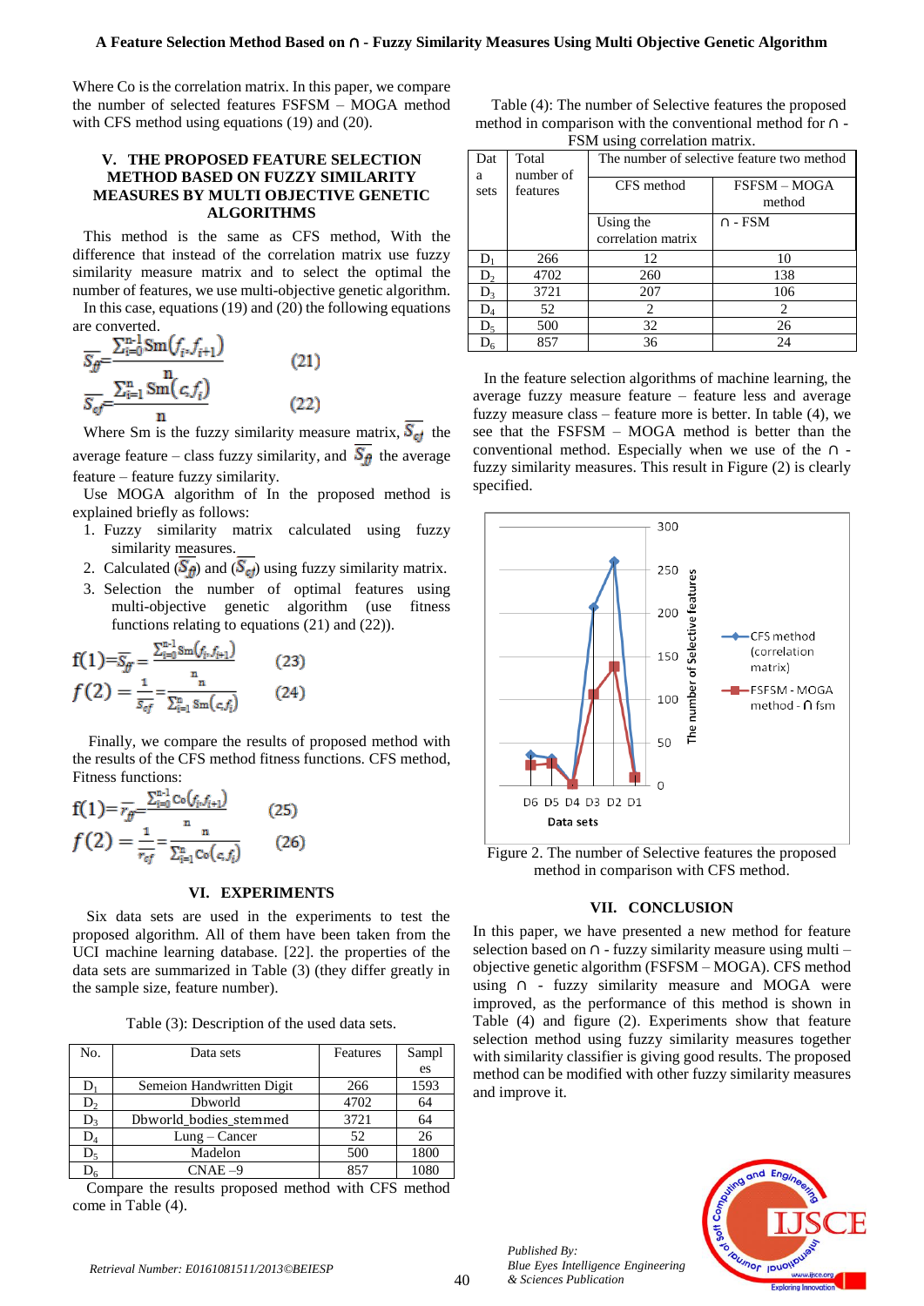Where Co is the correlation matrix. In this paper, we compare the number of selected features FSFSM – MOGA method with CFS method using equations (19) and (20).

## V. THE PROPOSED FEATURE SELECTION METHOD BASED ON FUZZY SIMILARITY MEASURES BY MULTI OBJECTIVE GENETIC ALGORITHMS

This method is the same as CFS method, With the difference that instead of the correlation matrix use fuzzy similarity measure matrix and to select the optimal the number of features, we use multi-objective genetic algorithm.

In this case, equations (19) and (20) the following equations are converted.

$$\overline{S_{ff}} = \frac{\sum_{i=0}^{n-1} Sm(f_i, f_{i+1})}{n} \qquad (21)$$

$$\overline{S_{cf}} = \frac{\sum_{i=1}^{n} Sm(c, f_i)}{n} \qquad (22)$$

Where Sm is the fuzzy similarity measure matrix, $\overline{S_{cf}}$ the average feature – class fuzzy similarity, and $\overline{S_{ff}}$ the average feature – feature fuzzy similarity.

Use MOGA algorithm of In the proposed method is explained briefly as follows:

1. Fuzzy similarity matrix calculated using fuzzy similarity measures.
2. Calculated ($\overline{S_{ff}}$) and ($\overline{S_{cf}}$) using fuzzy similarity matrix.
3. Selection the number of optimal features using multi-objective genetic algorithm (use fitness functions relating to equations (21) and (22)).

$$f(1) = \overline{S_{ff}} = \frac{\sum_{i=0}^{n-1} Sm(f_i, f_{i+1})}{n} \qquad (23)$$

$$f(2) = \frac{1}{\overline{S_{cf}}} = \frac{n}{\sum_{i=1}^{n} Sm(c, f_i)} \qquad (24)$$

Finally, we compare the results of proposed method with the results of the CFS method fitness functions. CFS method, Fitness functions:

$$f(1) = \overline{r_{ff}} = \frac{\sum_{i=0}^{n-1} Co(f_i, f_{i+1})}{n} \qquad (25)$$

$$f(2) = \frac{1}{\overline{r_{cf}}} = \frac{n}{\sum_{i=1}^{n} Co(c, f_i)} \qquad (26)$$

## VI. EXPERIMENTS

Six data sets are used in the experiments to test the proposed algorithm. All of them have been taken from the UCI machine learning database. [22]. the properties of the data sets are summarized in Table (3) (they differ greatly in the sample size, feature number).

Table (3): Description of the used data sets.

| No. | Data sets | Features | Samples |
|---|---|---|---|
| $D_1$ | Semeion Handwritten Digit | 266 | 1593 |
| $D_2$ | Dbworld | 4702 | 64 |
| $D_3$ | Dbworld_bodies_stemmed | 3721 | 64 |
| $D_4$ | Lung – Cancer | 52 | 26 |
| $D_5$ | Madelon | 500 | 1800 |
| $D_6$ | CNAE –9 | 857 | 1080 |

Compare the results proposed method with CFS method come in Table (4).

Table (4): The number of Selective features the proposed method in comparison with the conventional method for ∩ - FSM using correlation matrix.

| Data sets | Total number of features | The number of selective feature two method | |
|---|---|---|---|
| | | CFS method | FSFSM – MOGA method |
| | | Using the correlation matrix | ∩ - FSM |
| $D_1$ | 266 | 12 | 10 |
| $D_2$ | 4702 | 260 | 138 |
| $D_3$ | 3721 | 207 | 106 |
| $D_4$ | 52 | 2 | 2 |
| $D_5$ | 500 | 32 | 26 |
| $D_6$ | 857 | 36 | 24 |

In the feature selection algorithms of machine learning, the average fuzzy measure feature – feature less and average fuzzy measure class – feature more is better. In table (4), we see that the FSFSM – MOGA method is better than the conventional method. Especially when we use of the ∩ - fuzzy similarity measures. This result in Figure (2) is clearly specified.

Figure 2. The number of Selective features the proposed method in comparison with CFS method.

## VII. CONCLUSION

In this paper, we have presented a new method for feature selection based on ∩ - fuzzy similarity measure using multi – objective genetic algorithm (FSFSM – MOGA). CFS method using ∩ - fuzzy similarity measure and MOGA were improved, as the performance of this method is shown in Table (4) and figure (2). Experiments show that feature selection method using fuzzy similarity measures together with similarity classifier is giving good results. The proposed method can be modified with other fuzzy similarity measures and improve it.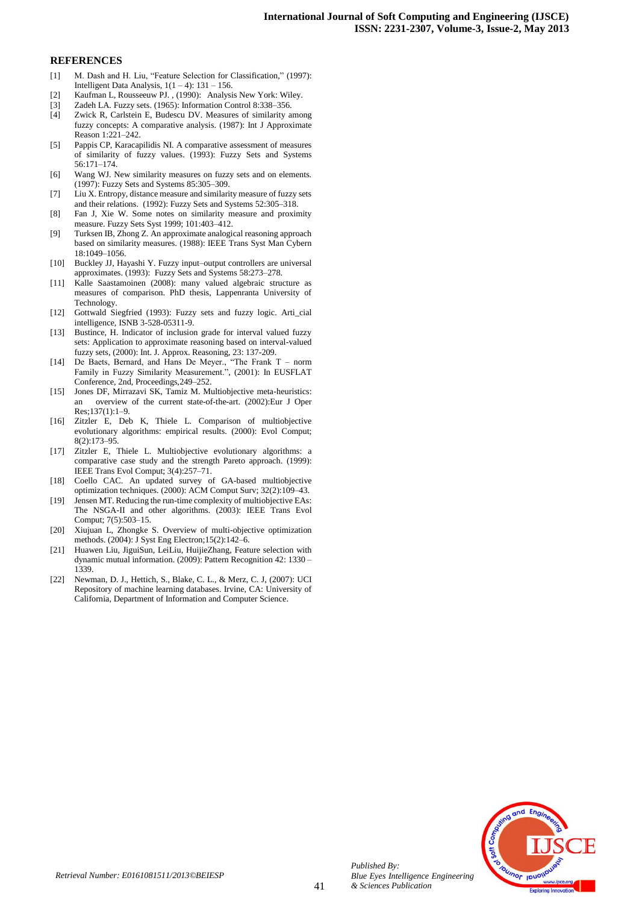## REFERENCES

[1] M. Dash and H. Liu, "Feature Selection for Classification," (1997): Intelligent Data Analysis, 1(1 – 4): 131 – 156.

[2] Kaufman L, Rousseeuw PJ. , (1990): Analysis New York: Wiley.

[3] Zadeh LA. Fuzzy sets. (1965): Information Control 8:338–356.

[4] Zwick R, Carlstein E, Budescu DV. Measures of similarity among fuzzy concepts: A comparative analysis. (1987): Int J Approximate Reason 1:221–242.

[5] Pappis CP, Karacapilidis NI. A comparative assessment of measures of similarity of fuzzy values. (1993): Fuzzy Sets and Systems 56:171–174.

[6] Wang WJ. New similarity measures on fuzzy sets and on elements. (1997): Fuzzy Sets and Systems 85:305–309.

[7] Liu X. Entropy, distance measure and similarity measure of fuzzy sets and their relations. (1992): Fuzzy Sets and Systems 52:305–318.

[8] Fan J, Xie W. Some notes on similarity measure and proximity measure. Fuzzy Sets Syst 1999; 101:403–412.

[9] Turksen IB, Zhong Z. An approximate analogical reasoning approach based on similarity measures. (1988): IEEE Trans Syst Man Cybern 18:1049–1056.

[10] Buckley JJ, Hayashi Y. Fuzzy input–output controllers are universal approximates. (1993): Fuzzy Sets and Systems 58:273–278.

[11] Kalle Saastamoinen (2008): many valued algebraic structure as measures of comparison. PhD thesis, Lappenranta University of Technology.

[12] Gottwald Siegfried (1993): Fuzzy sets and fuzzy logic. Arti_cial intelligence, ISNB 3-528-05311-9.

[13] Bustince, H. Indicator of inclusion grade for interval valued fuzzy sets: Application to approximate reasoning based on interval-valued fuzzy sets, (2000): Int. J. Approx. Reasoning, 23: 137-209.

[14] De Baets, Bernard, and Hans De Meyer., "The Frank T – norm Family in Fuzzy Similarity Measurement.", (2001): In EUSFLAT Conference, 2nd, Proceedings,249–252.

[15] Jones DF, Mirrazavi SK, Tamiz M. Multiobjective meta-heuristics: an overview of the current state-of-the-art. (2002):Eur J Oper Res;137(1):1–9.

[16] Zitzler E, Deb K, Thiele L. Comparison of multiobjective evolutionary algorithms: empirical results. (2000): Evol Comput; 8(2):173–95.

[17] Zitzler E, Thiele L. Multiobjective evolutionary algorithms: a comparative case study and the strength Pareto approach. (1999): IEEE Trans Evol Comput; 3(4):257–71.

[18] Coello CAC. An updated survey of GA-based multiobjective optimization techniques. (2000): ACM Comput Surv; 32(2):109–43.

[19] Jensen MT. Reducing the run-time complexity of multiobjective EAs: The NSGA-II and other algorithms. (2003): IEEE Trans Evol Comput; 7(5):503–15.

[20] Xiujuan L, Zhongke S. Overview of multi-objective optimization methods. (2004): J Syst Eng Electron;15(2):142–6.

[21] Huawen Liu, JiguiSun, LeiLiu, HuijieZhang, Feature selection with dynamic mutual information. (2009): Pattern Recognition 42: 1330 – 1339.

[22] Newman, D. J., Hettich, S., Blake, C. L., & Merz, C. J, (2007): UCI Repository of machine learning databases. Irvine, CA: University of California, Department of Information and Computer Science.